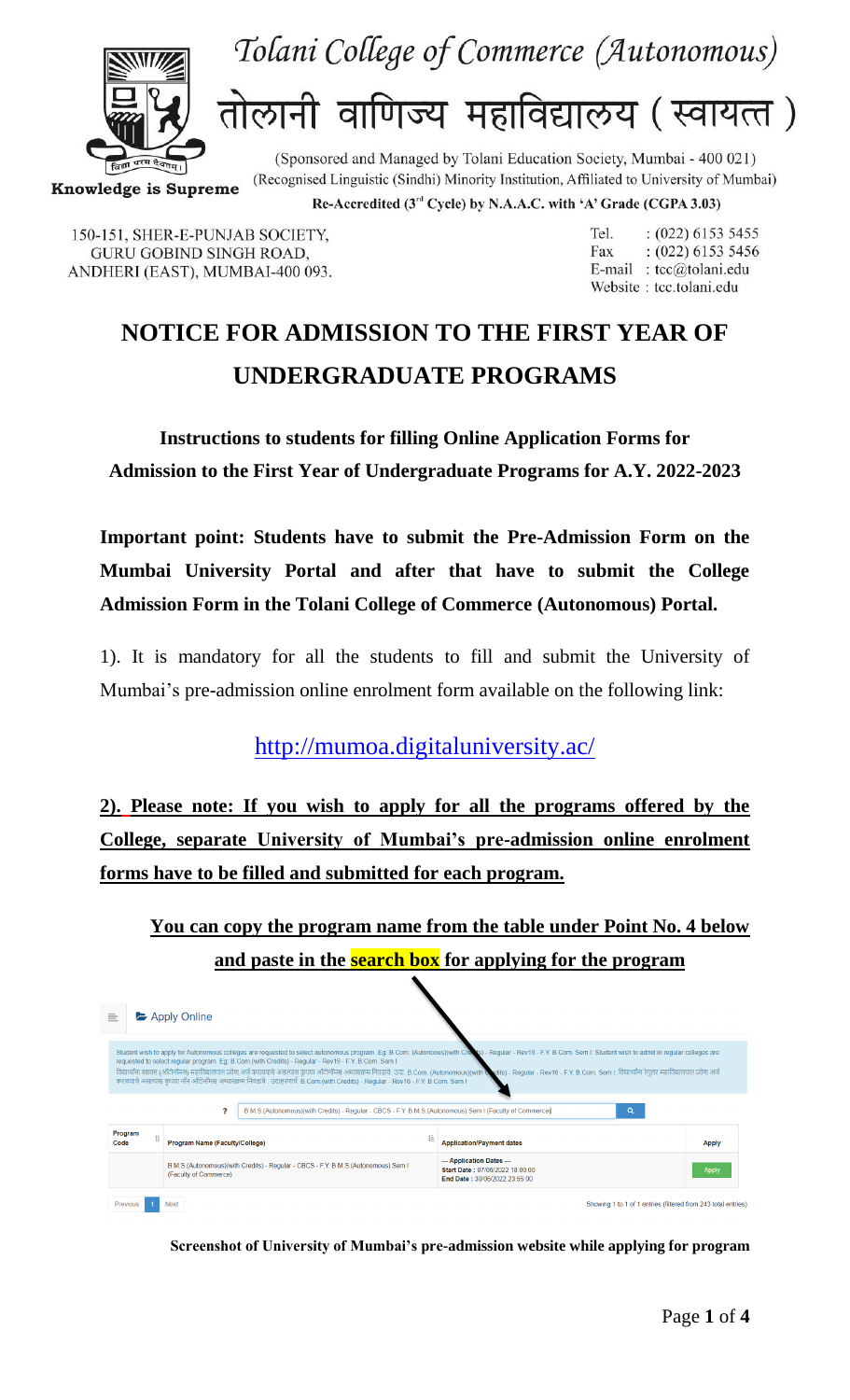# Tolani College of Commerce (Autonomous)

# तोलानी वाणिज्य महाविद्यालय ( स्वायत्त )

(Sponsored and Managed by Tolani Education Society, Mumbai - 400 021)
(Recognised Linguistic (Sindhi) Minority Institution, Affiliated to University of Mumbai)

**Re-Accredited (3rd Cycle) by N.A.A.C. with 'A' Grade (CGPA 3.03)**

Knowledge is Supreme

150-151, SHER-E-PUNJAB SOCIETY,
GURU GOBIND SINGH ROAD,
ANDHERI (EAST), MUMBAI-400 093.

Tel. : (022) 6153 5455
Fax : (022) 6153 5456
E-mail : tcc@tolani.edu
Website : tcc.tolani.edu

# NOTICE FOR ADMISSION TO THE FIRST YEAR OF UNDERGRADUATE PROGRAMS

### Instructions to students for filling Online Application Forms for Admission to the First Year of Undergraduate Programs for A.Y. 2022-2023

**Important point: Students have to submit the Pre-Admission Form on the Mumbai University Portal and after that have to submit the College Admission Form in the Tolani College of Commerce (Autonomous) Portal.**

1). It is mandatory for all the students to fill and submit the University of Mumbai's pre-admission online enrolment form available on the following link:

http://mumoa.digitaluniversity.ac/

**2). Please note: If you wish to apply for all the programs offered by the College, separate University of Mumbai's pre-admission online enrolment forms have to be filled and submitted for each program.**

**You can copy the program name from the table under Point No. 4 below and paste in the search box for applying for the program**

Apply Online

Student wish to apply for Autonomous colleges are requested to select autonomous program. Eg: B.Com. (Autonomous)(with Credits) - Regular - Rev16 - F.Y. B.Com. Sem I. Student wish to admit in regular colleges are requested to select regular program. Eg: B.Com (with Credits) - Regular - Rev16 - F.Y. B.Com. Sem I

B.M.S.(Autonomous)(with Credits) - Regular - CBCS - F.Y. B.M.S.(Autonomous) Sem I (Faculty of Commerce)

| Program Code | Program Name (Faculty/College) | Application/Payment dates | Apply |
|---|---|---|---|
| | B.M.S.(Autonomous)(with Credits) - Regular - CBCS - F.Y. B.M.S.(Autonomous) Sem I (Faculty of Commerce) | --- Application Dates --- Start Date : 07/06/2022 18:00:00 End Date : 30/06/2022 23:55:00 | Apply |

Previous 1 Next — Showing 1 to 1 of 1 entries (filtered from 243 total entries)

**Screenshot of University of Mumbai's pre-admission website while applying for program**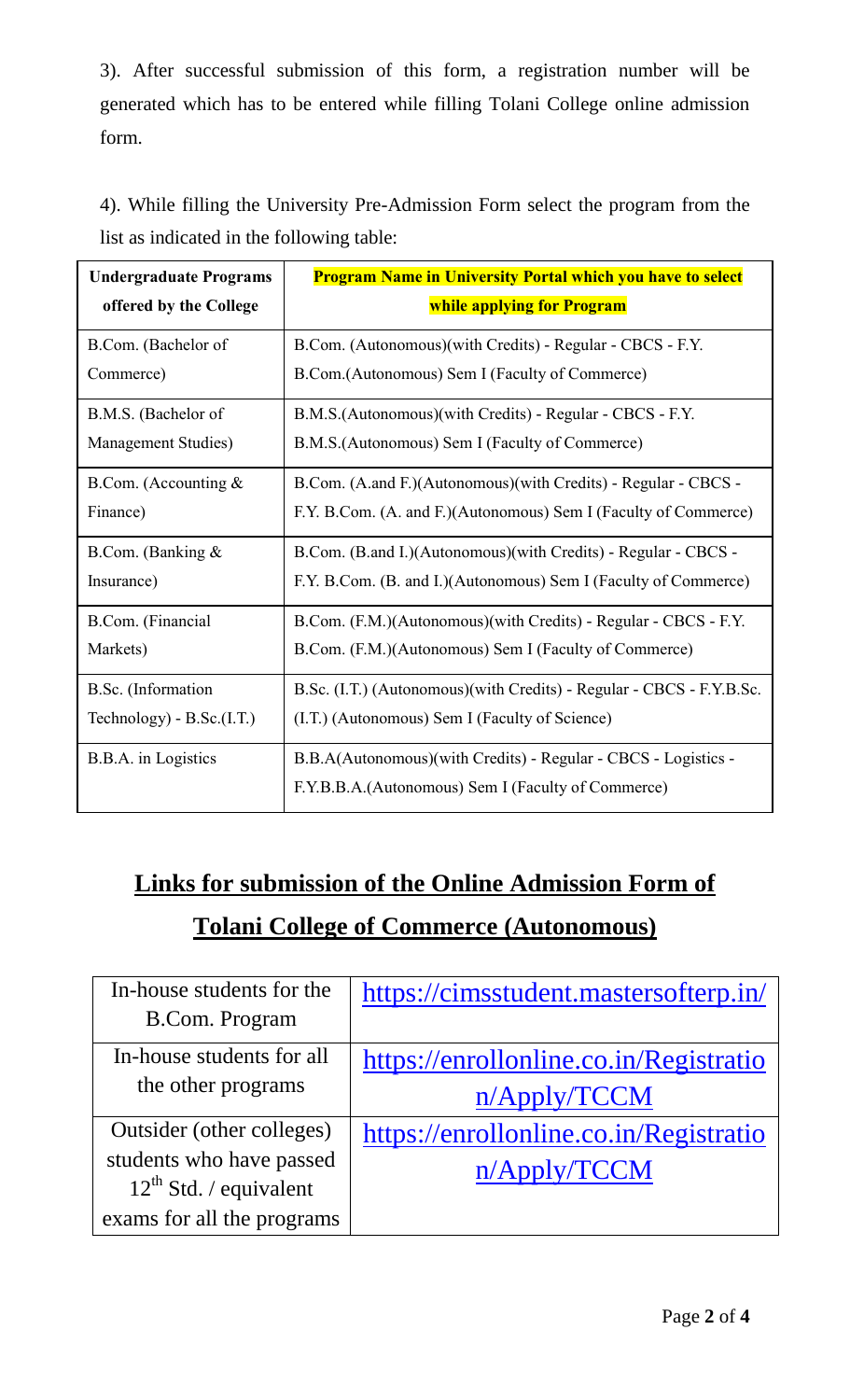3). After successful submission of this form, a registration number will be generated which has to be entered while filling Tolani College online admission form.

4). While filling the University Pre-Admission Form select the program from the list as indicated in the following table:

| **Undergraduate Programs offered by the College** | **Program Name in University Portal which you have to select while applying for Program** |
| --- | --- |
| B.Com. (Bachelor of Commerce) | B.Com. (Autonomous)(with Credits) - Regular - CBCS - F.Y. B.Com.(Autonomous) Sem I (Faculty of Commerce) |
| B.M.S. (Bachelor of Management Studies) | B.M.S.(Autonomous)(with Credits) - Regular - CBCS - F.Y. B.M.S.(Autonomous) Sem I (Faculty of Commerce) |
| B.Com. (Accounting & Finance) | B.Com. (A.and F.)(Autonomous)(with Credits) - Regular - CBCS - F.Y. B.Com. (A. and F.)(Autonomous) Sem I (Faculty of Commerce) |
| B.Com. (Banking & Insurance) | B.Com. (B.and I.)(Autonomous)(with Credits) - Regular - CBCS - F.Y. B.Com. (B. and I.)(Autonomous) Sem I (Faculty of Commerce) |
| B.Com. (Financial Markets) | B.Com. (F.M.)(Autonomous)(with Credits) - Regular - CBCS - F.Y. B.Com. (F.M.)(Autonomous) Sem I (Faculty of Commerce) |
| B.Sc. (Information Technology) - B.Sc.(I.T.) | B.Sc. (I.T.) (Autonomous)(with Credits) - Regular - CBCS - F.Y.B.Sc. (I.T.) (Autonomous) Sem I (Faculty of Science) |
| B.B.A. in Logistics | B.B.A(Autonomous)(with Credits) - Regular - CBCS - Logistics - F.Y.B.B.A.(Autonomous) Sem I (Faculty of Commerce) |

## Links for submission of the Online Admission Form of Tolani College of Commerce (Autonomous)

| | |
| --- | --- |
| In-house students for the B.Com. Program | https://cimsstudent.mastersofterp.in/ |
| In-house students for all the other programs | https://enrollonline.co.in/Registration/Apply/TCCM |
| Outsider (other colleges) students who have passed 12th Std. / equivalent exams for all the programs | https://enrollonline.co.in/Registration/Apply/TCCM |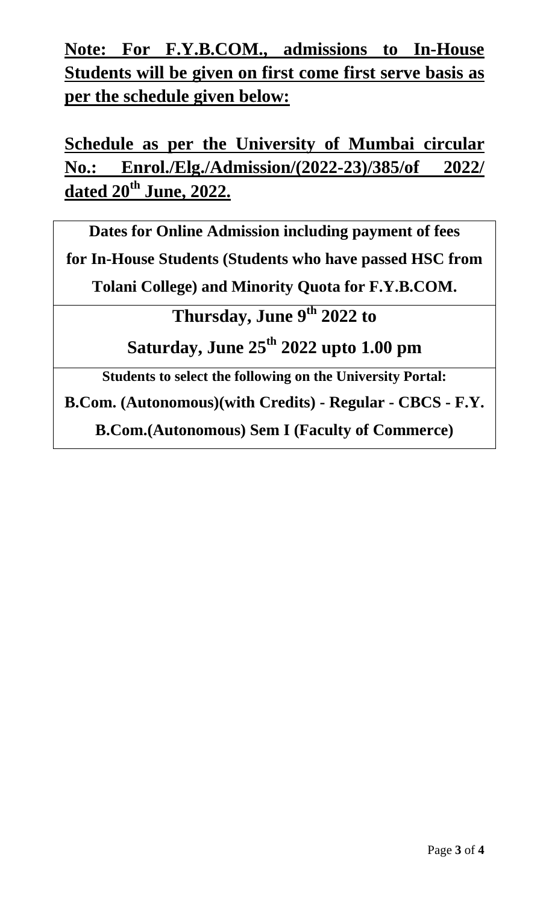**Note: For F.Y.B.COM., admissions to In-House Students will be given on first come first serve basis as per the schedule given below:**

**Schedule as per the University of Mumbai circular No.: Enrol./Elg./Admission/(2022-23)/385/of 2022/ dated 20th June, 2022.**

| **Dates for Online Admission including payment of fees for In-House Students (Students who have passed HSC from Tolani College) and Minority Quota for F.Y.B.COM.** |
|---|
| **Thursday, June 9th 2022 to Saturday, June 25th 2022 upto 1.00 pm** |
| **Students to select the following on the University Portal: B.Com. (Autonomous)(with Credits) - Regular - CBCS - F.Y. B.Com.(Autonomous) Sem I (Faculty of Commerce)** |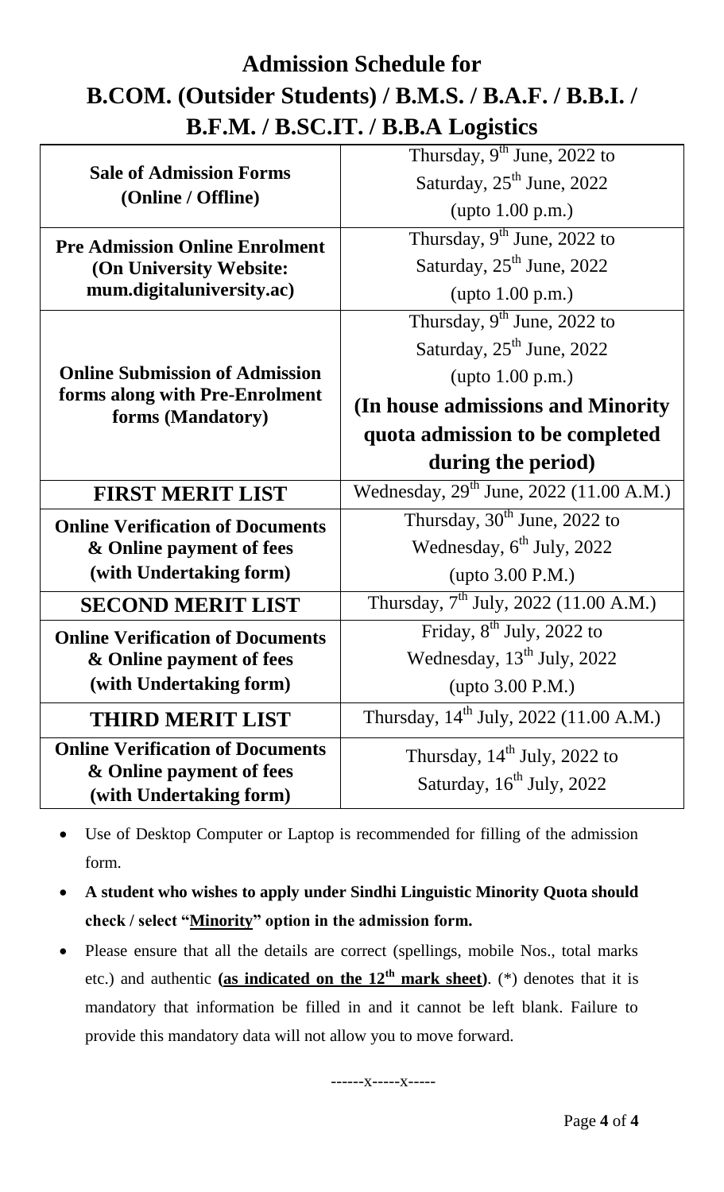# Admission Schedule for B.COM. (Outsider Students) / B.M.S. / B.A.F. / B.B.I. / B.F.M. / B.SC.IT. / B.B.A Logistics

| | |
|---|---|
| **Sale of Admission Forms (Online / Offline)** | Thursday, 9th June, 2022 to Saturday, 25th June, 2022 (upto 1.00 p.m.) |
| **Pre Admission Online Enrolment (On University Website: mum.digitaluniversity.ac)** | Thursday, 9th June, 2022 to Saturday, 25th June, 2022 (upto 1.00 p.m.) |
| **Online Submission of Admission forms along with Pre-Enrolment forms (Mandatory)** | Thursday, 9th June, 2022 to Saturday, 25th June, 2022 (upto 1.00 p.m.) **(In house admissions and Minority quota admission to be completed during the period)** |
| **FIRST MERIT LIST** | Wednesday, 29th June, 2022 (11.00 A.M.) |
| **Online Verification of Documents & Online payment of fees (with Undertaking form)** | Thursday, 30th June, 2022 to Wednesday, 6th July, 2022 (upto 3.00 P.M.) |
| **SECOND MERIT LIST** | Thursday, 7th July, 2022 (11.00 A.M.) |
| **Online Verification of Documents & Online payment of fees (with Undertaking form)** | Friday, 8th July, 2022 to Wednesday, 13th July, 2022 (upto 3.00 P.M.) |
| **THIRD MERIT LIST** | Thursday, 14th July, 2022 (11.00 A.M.) |
| **Online Verification of Documents & Online payment of fees (with Undertaking form)** | Thursday, 14th July, 2022 to Saturday, 16th July, 2022 |

- Use of Desktop Computer or Laptop is recommended for filling of the admission form.
- **A student who wishes to apply under Sindhi Linguistic Minority Quota should check / select "Minority" option in the admission form.**
- Please ensure that all the details are correct (spellings, mobile Nos., total marks etc.) and authentic **(as indicated on the 12th mark sheet)**. (*) denotes that it is mandatory that information be filled in and it cannot be left blank. Failure to provide this mandatory data will not allow you to move forward.

------x-----x-----